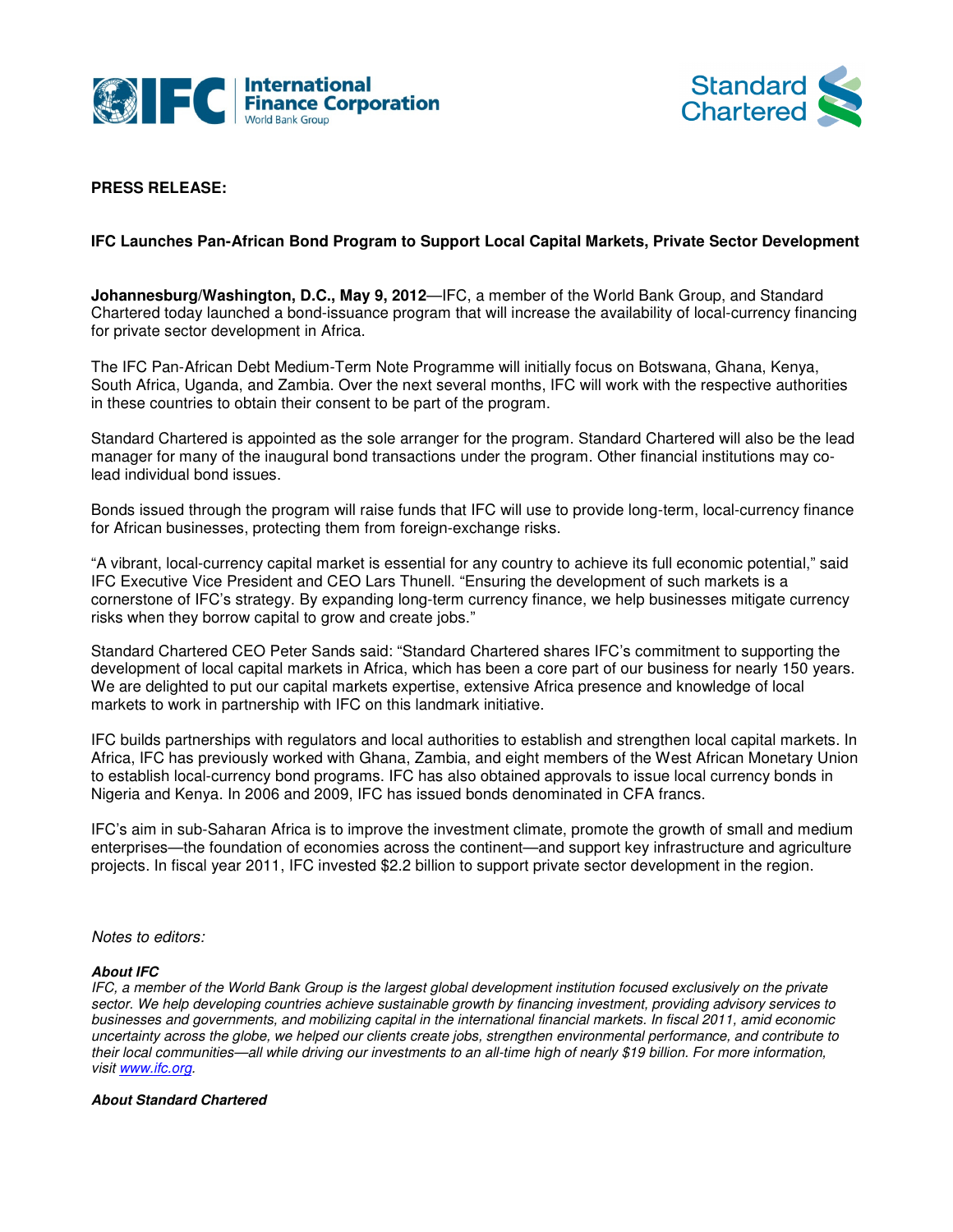**PRESS RELEASE:**

**IFC Launches Pan-African Bond Program to Support Local Capital Markets, Private Sector Development**

**Johannesburg/Washington, D.C., May 9, 2012**—IFC, a member of the World Bank Group, and Standard Chartered today launched a bond-issuance program that will increase the availability of local-currency financing for private sector development in Africa.

The IFC Pan-African Debt Medium-Term Note Programme will initially focus on Botswana, Ghana, Kenya, South Africa, Uganda, and Zambia. Over the next several months, IFC will work with the respective authorities in these countries to obtain their consent to be part of the program.

Standard Chartered is appointed as the sole arranger for the program. Standard Chartered will also be the lead manager for many of the inaugural bond transactions under the program. Other financial institutions may co-lead individual bond issues.

Bonds issued through the program will raise funds that IFC will use to provide long-term, local-currency finance for African businesses, protecting them from foreign-exchange risks.

"A vibrant, local-currency capital market is essential for any country to achieve its full economic potential," said IFC Executive Vice President and CEO Lars Thunell. "Ensuring the development of such markets is a cornerstone of IFC's strategy. By expanding long-term currency finance, we help businesses mitigate currency risks when they borrow capital to grow and create jobs."

Standard Chartered CEO Peter Sands said: "Standard Chartered shares IFC's commitment to supporting the development of local capital markets in Africa, which has been a core part of our business for nearly 150 years. We are delighted to put our capital markets expertise, extensive Africa presence and knowledge of local markets to work in partnership with IFC on this landmark initiative.

IFC builds partnerships with regulators and local authorities to establish and strengthen local capital markets. In Africa, IFC has previously worked with Ghana, Zambia, and eight members of the West African Monetary Union to establish local-currency bond programs. IFC has also obtained approvals to issue local currency bonds in Nigeria and Kenya. In 2006 and 2009, IFC has issued bonds denominated in CFA francs.

IFC's aim in sub-Saharan Africa is to improve the investment climate, promote the growth of small and medium enterprises—the foundation of economies across the continent—and support key infrastructure and agriculture projects. In fiscal year 2011, IFC invested $2.2 billion to support private sector development in the region.

*Notes to editors:*

***About IFC***

*IFC, a member of the World Bank Group is the largest global development institution focused exclusively on the private sector. We help developing countries achieve sustainable growth by financing investment, providing advisory services to businesses and governments, and mobilizing capital in the international financial markets. In fiscal 2011, amid economic uncertainty across the globe, we helped our clients create jobs, strengthen environmental performance, and contribute to their local communities—all while driving our investments to an all-time high of nearly $19 billion. For more information, visit www.ifc.org.*

***About Standard Chartered***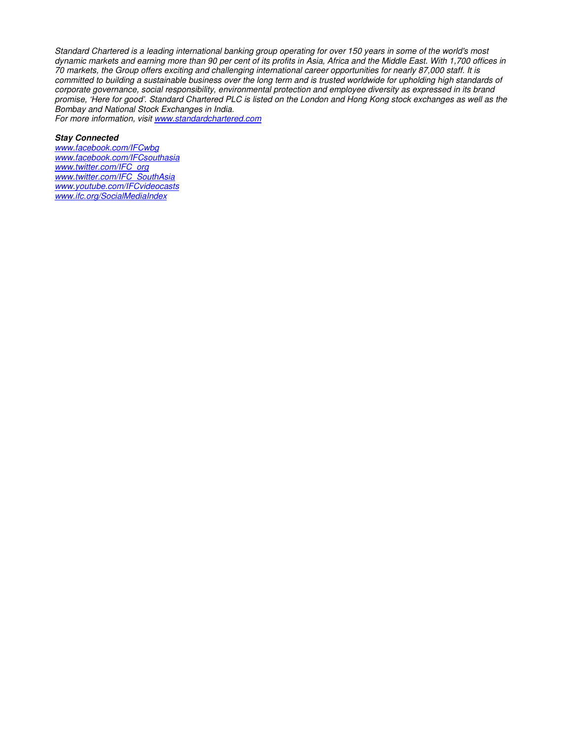*Standard Chartered is a leading international banking group operating for over 150 years in some of the world's most dynamic markets and earning more than 90 per cent of its profits in Asia, Africa and the Middle East. With 1,700 offices in 70 markets, the Group offers exciting and challenging international career opportunities for nearly 87,000 staff. It is committed to building a sustainable business over the long term and is trusted worldwide for upholding high standards of corporate governance, social responsibility, environmental protection and employee diversity as expressed in its brand promise, 'Here for good'. Standard Chartered PLC is listed on the London and Hong Kong stock exchanges as well as the Bombay and National Stock Exchanges in India.*
*For more information, visit [www.standardchartered.com](http://www.standardchartered.com)*

***Stay Connected***
*[www.facebook.com/IFCwbg](http://www.facebook.com/IFCwbg)*
*[www.facebook.com/IFCsouthasia](http://www.facebook.com/IFCsouthasia)*
*[www.twitter.com/IFC_org](http://www.twitter.com/IFC_org)*
*[www.twitter.com/IFC_SouthAsia](http://www.twitter.com/IFC_SouthAsia)*
*[www.youtube.com/IFCvideocasts](http://www.youtube.com/IFCvideocasts)*
*[www.ifc.org/SocialMediaIndex](http://www.ifc.org/SocialMediaIndex)*